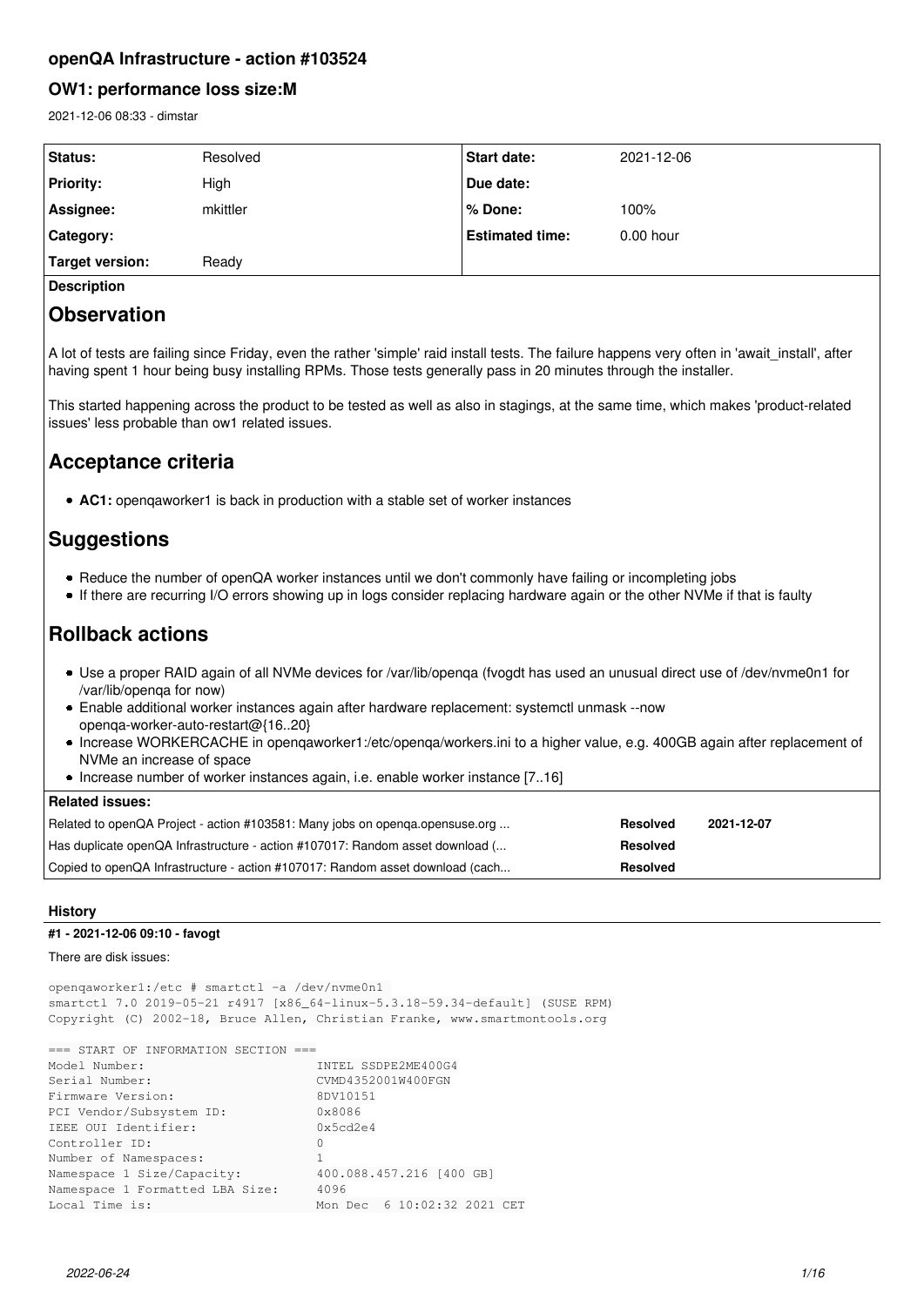# openQA Infrastructure - action #103524

## OW1: performance loss size:M

2021-12-06 08:33 - dimstar

| Status: | Resolved | Start date: | 2021-12-06 |
|---|---|---|---|
| Priority: | High | Due date: | |
| Assignee: | mkittler | % Done: | 100% |
| Category: | | Estimated time: | 0.00 hour |
| Target version: | Ready | | |

**Description**

# Observation

A lot of tests are failing since Friday, even the rather 'simple' raid install tests. The failure happens very often in 'await_install', after having spent 1 hour being busy installing RPMs. Those tests generally pass in 20 minutes through the installer.

This started happening across the product to be tested as well as also in stagings, at the same time, which makes 'product-related issues' less probable than ow1 related issues.

# Acceptance criteria

- **AC1:** openqaworker1 is back in production with a stable set of worker instances

# Suggestions

- Reduce the number of openQA worker instances until we don't commonly have failing or incompleting jobs
- If there are recurring I/O errors showing up in logs consider replacing hardware again or the other NVMe if that is faulty

# Rollback actions

- Use a proper RAID again of all NVMe devices for /var/lib/openqa (fvogdt has used an unusual direct use of /dev/nvme0n1 for /var/lib/openqa for now)
- Enable additional worker instances again after hardware replacement: systemctl unmask --now openqa-worker-auto-restart@{16..20}
- Increase WORKERCACHE in openqaworker1:/etc/openqa/workers.ini to a higher value, e.g. 400GB again after replacement of NVMe an increase of space
- Increase number of worker instances again, i.e. enable worker instance [7..16]

**Related issues:**

| | | |
|---|---|---|
| Related to openQA Project - action #103581: Many jobs on openqa.opensuse.org ... | Resolved | 2021-12-07 |
| Has duplicate openQA Infrastructure - action #107017: Random asset download (... | Resolved | |
| Copied to openQA Infrastructure - action #107017: Random asset download (cach... | Resolved | |

**History**

**#1 - 2021-12-06 09:10 - favogt**

There are disk issues:

```
openqaworker1:/etc # smartctl -a /dev/nvme0n1
smartctl 7.0 2019-05-21 r4917 [x86_64-linux-5.3.18-59.34-default] (SUSE RPM)
Copyright (C) 2002-18, Bruce Allen, Christian Franke, www.smartmontools.org

=== START OF INFORMATION SECTION ===
Model Number:                       INTEL SSDPE2ME400G4
Serial Number:                      CVMD4352001W400FGN
Firmware Version:                   8DV10151
PCI Vendor/Subsystem ID:            0x8086
IEEE OUI Identifier:                0x5cd2e4
Controller ID:                      0
Number of Namespaces:               1
Namespace 1 Size/Capacity:          400.088.457.216 [400 GB]
Namespace 1 Formatted LBA Size:     4096
Local Time is:                      Mon Dec  6 10:02:32 2021 CET
```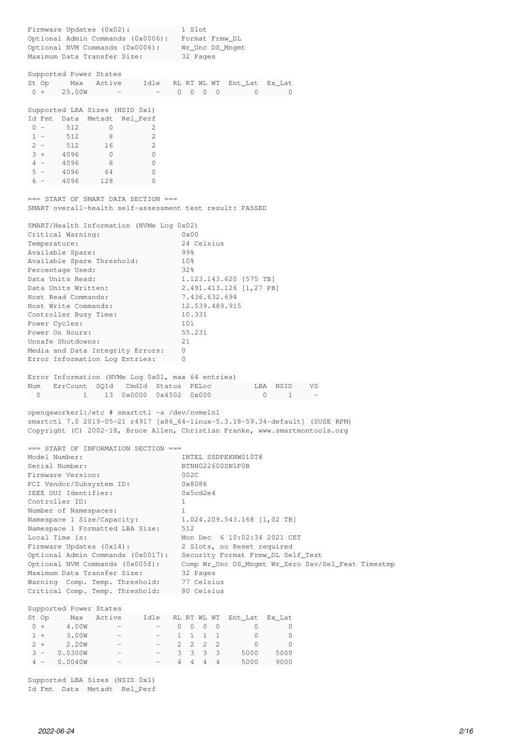```
Firmware Updates (0x02):            1 Slot
Optional Admin Commands (0x0006):   Format Frmw_DL
Optional NVM Commands (0x0006):     Wr_Unc DS_Mngmt
Maximum Data Transfer Size:         32 Pages

Supported Power States
St Op     Max   Active     Idle   RL RT WL WT  Ent_Lat  Ex_Lat
 0 +    25.00W       -        -    0  0  0  0        0       0

Supported LBA Sizes (NSID 0x1)
Id Fmt  Data  Metadt  Rel_Perf
 0 -     512       0         2
 1 -     512       8         2
 2 -     512      16         2
 3 +    4096       0         0
 4 -    4096       8         0
 5 -    4096      64         0
 6 -    4096     128         0

=== START OF SMART DATA SECTION ===
SMART overall-health self-assessment test result: PASSED

SMART/Health Information (NVMe Log 0x02)
Critical Warning:                   0x00
Temperature:                        24 Celsius
Available Spare:                    99%
Available Spare Threshold:          10%
Percentage Used:                    32%
Data Units Read:                    1.123.143.620 [575 TB]
Data Units Written:                 2.491.413.126 [1,27 PB]
Host Read Commands:                 7.436.632.694
Host Write Commands:                12.539.489.915
Controller Busy Time:               10.331
Power Cycles:                       101
Power On Hours:                     55.231
Unsafe Shutdowns:                   21
Media and Data Integrity Errors:    0
Error Information Log Entries:      0

Error Information (NVMe Log 0x01, max 64 entries)
Num   ErrCount  SQId   CmdId  Status  PELoc          LBA  NSID    VS
  0          1    13  0x0000  0x4502  0x000            0     1     -

openqaworker1:/etc # smartctl -a /dev/nvme1n1
smartctl 7.0 2019-05-21 r4917 [x86_64-linux-5.3.18-59.34-default] (SUSE RPM)
Copyright (C) 2002-18, Bruce Allen, Christian Franke, www.smartmontools.org

=== START OF INFORMATION SECTION ===
Model Number:                       INTEL SSDPEKNW010T8
Serial Number:                      BTNH022600SN1P0B
Firmware Version:                   002C
PCI Vendor/Subsystem ID:            0x8086
IEEE OUI Identifier:                0x5cd2e4
Controller ID:                      1
Number of Namespaces:               1
Namespace 1 Size/Capacity:          1.024.209.543.168 [1,02 TB]
Namespace 1 Formatted LBA Size:     512
Local Time is:                      Mon Dec  6 10:02:34 2021 CET
Firmware Updates (0x14):            2 Slots, no Reset required
Optional Admin Commands (0x0017):   Security Format Frmw_DL Self_Test
Optional NVM Commands (0x005f):     Comp Wr_Unc DS_Mngmt Wr_Zero Sav/Sel_Feat Timestmp
Maximum Data Transfer Size:         32 Pages
Warning  Comp. Temp. Threshold:     77 Celsius
Critical Comp. Temp. Threshold:     80 Celsius

Supported Power States
St Op     Max   Active     Idle   RL RT WL WT  Ent_Lat  Ex_Lat
 0 +     4.00W       -        -    0  0  0  0        0       0
 1 +     3.00W       -        -    1  1  1  1        0       0
 2 +     2.20W       -        -    2  2  2  2        0       0
 3 -   0.0300W       -        -    3  3  3  3     5000    5000
 4 -   0.0040W       -        -    4  4  4  4     5000    9000

Supported LBA Sizes (NSID 0x1)
Id Fmt  Data  Metadt  Rel_Perf
```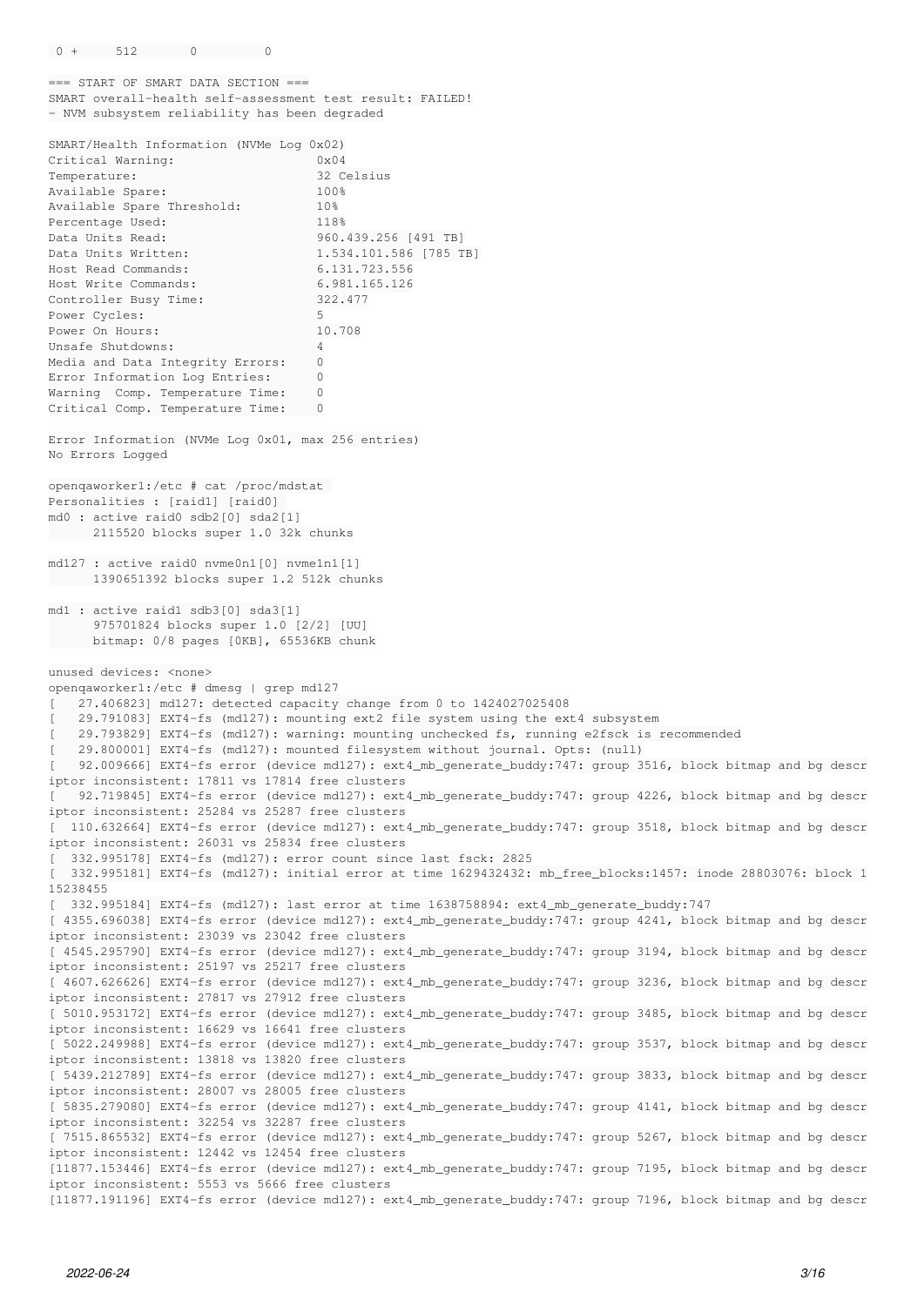```
 0 +     512       0         0

=== START OF SMART DATA SECTION ===
SMART overall-health self-assessment test result: FAILED!
- NVM subsystem reliability has been degraded

SMART/Health Information (NVMe Log 0x02)
Critical Warning:                   0x04
Temperature:                        32 Celsius
Available Spare:                    100%
Available Spare Threshold:          10%
Percentage Used:                    118%
Data Units Read:                    960.439.256 [491 TB]
Data Units Written:                 1.534.101.586 [785 TB]
Host Read Commands:                 6.131.723.556
Host Write Commands:                6.981.165.126
Controller Busy Time:               322.477
Power Cycles:                       5
Power On Hours:                     10.708
Unsafe Shutdowns:                   4
Media and Data Integrity Errors:    0
Error Information Log Entries:      0
Warning  Comp. Temperature Time:    0
Critical Comp. Temperature Time:    0

Error Information (NVMe Log 0x01, max 256 entries)
No Errors Logged

openqaworker1:/etc # cat /proc/mdstat 
Personalities : [raid1] [raid0] 
md0 : active raid0 sdb2[0] sda2[1]
      2115520 blocks super 1.0 32k chunks

md127 : active raid0 nvme0n1[0] nvme1n1[1]
      1390651392 blocks super 1.2 512k chunks

md1 : active raid1 sdb3[0] sda3[1]
      975701824 blocks super 1.0 [2/2] [UU]
      bitmap: 0/8 pages [0KB], 65536KB chunk

unused devices: <none>
openqaworker1:/etc # dmesg | grep md127
[   27.406823] md127: detected capacity change from 0 to 1424027025408
[   29.791083] EXT4-fs (md127): mounting ext2 file system using the ext4 subsystem
[   29.793829] EXT4-fs (md127): warning: mounting unchecked fs, running e2fsck is recommended
[   29.800001] EXT4-fs (md127): mounted filesystem without journal. Opts: (null)
[   92.009666] EXT4-fs error (device md127): ext4_mb_generate_buddy:747: group 3516, block bitmap and bg descriptor inconsistent: 17811 vs 17814 free clusters
[   92.719845] EXT4-fs error (device md127): ext4_mb_generate_buddy:747: group 4226, block bitmap and bg descriptor inconsistent: 25284 vs 25287 free clusters
[  110.632664] EXT4-fs error (device md127): ext4_mb_generate_buddy:747: group 3518, block bitmap and bg descriptor inconsistent: 26031 vs 25834 free clusters
[  332.995178] EXT4-fs (md127): error count since last fsck: 2825
[  332.995181] EXT4-fs (md127): initial error at time 1629432432: mb_free_blocks:1457: inode 28803076: block 115238455
[  332.995184] EXT4-fs (md127): last error at time 1638758894: ext4_mb_generate_buddy:747
[ 4355.696038] EXT4-fs error (device md127): ext4_mb_generate_buddy:747: group 4241, block bitmap and bg descriptor inconsistent: 23039 vs 23042 free clusters
[ 4545.295790] EXT4-fs error (device md127): ext4_mb_generate_buddy:747: group 3194, block bitmap and bg descriptor inconsistent: 25197 vs 25217 free clusters
[ 4607.626626] EXT4-fs error (device md127): ext4_mb_generate_buddy:747: group 3236, block bitmap and bg descriptor inconsistent: 27817 vs 27912 free clusters
[ 5010.953172] EXT4-fs error (device md127): ext4_mb_generate_buddy:747: group 3485, block bitmap and bg descriptor inconsistent: 16629 vs 16641 free clusters
[ 5022.249988] EXT4-fs error (device md127): ext4_mb_generate_buddy:747: group 3537, block bitmap and bg descriptor inconsistent: 13818 vs 13820 free clusters
[ 5439.212789] EXT4-fs error (device md127): ext4_mb_generate_buddy:747: group 3833, block bitmap and bg descriptor inconsistent: 28007 vs 28005 free clusters
[ 5835.279080] EXT4-fs error (device md127): ext4_mb_generate_buddy:747: group 4141, block bitmap and bg descriptor inconsistent: 32254 vs 32287 free clusters
[ 7515.865532] EXT4-fs error (device md127): ext4_mb_generate_buddy:747: group 5267, block bitmap and bg descriptor inconsistent: 12442 vs 12454 free clusters
[11877.153446] EXT4-fs error (device md127): ext4_mb_generate_buddy:747: group 7195, block bitmap and bg descriptor inconsistent: 5553 vs 5666 free clusters
[11877.191196] EXT4-fs error (device md127): ext4_mb_generate_buddy:747: group 7196, block bitmap and bg descr
```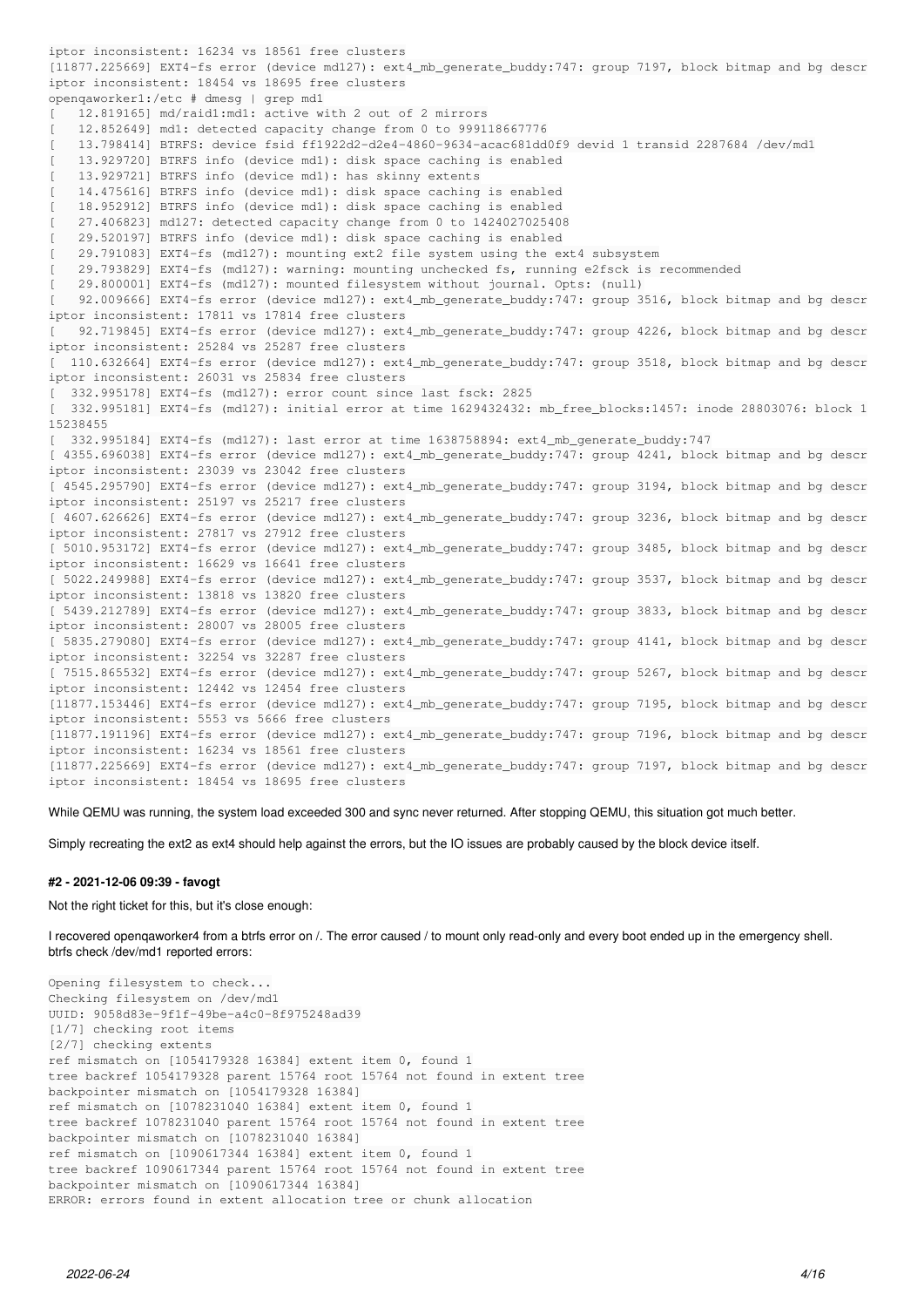```
iptor inconsistent: 16234 vs 18561 free clusters
[11877.225669] EXT4-fs error (device md127): ext4_mb_generate_buddy:747: group 7197, block bitmap and bg descr
iptor inconsistent: 18454 vs 18695 free clusters
openqaworker1:/etc # dmesg | grep md1
[   12.819165] md/raid1:md1: active with 2 out of 2 mirrors
[   12.852649] md1: detected capacity change from 0 to 999118667776
[   13.798414] BTRFS: device fsid ff1922d2-d2e4-4860-9634-acac681dd0f9 devid 1 transid 2287684 /dev/md1
[   13.929720] BTRFS info (device md1): disk space caching is enabled
[   13.929721] BTRFS info (device md1): has skinny extents
[   14.475616] BTRFS info (device md1): disk space caching is enabled
[   18.952912] BTRFS info (device md1): disk space caching is enabled
[   27.406823] md127: detected capacity change from 0 to 1424027025408
[   29.520197] BTRFS info (device md1): disk space caching is enabled
[   29.791083] EXT4-fs (md127): mounting ext2 file system using the ext4 subsystem
[   29.793829] EXT4-fs (md127): warning: mounting unchecked fs, running e2fsck is recommended
[   29.800001] EXT4-fs (md127): mounted filesystem without journal. Opts: (null)
[   92.009666] EXT4-fs error (device md127): ext4_mb_generate_buddy:747: group 3516, block bitmap and bg descr
iptor inconsistent: 17811 vs 17814 free clusters
[   92.719845] EXT4-fs error (device md127): ext4_mb_generate_buddy:747: group 4226, block bitmap and bg descr
iptor inconsistent: 25284 vs 25287 free clusters
[  110.632664] EXT4-fs error (device md127): ext4_mb_generate_buddy:747: group 3518, block bitmap and bg descr
iptor inconsistent: 26031 vs 25834 free clusters
[  332.995178] EXT4-fs (md127): error count since last fsck: 2825
[  332.995181] EXT4-fs (md127): initial error at time 1629432432: mb_free_blocks:1457: inode 28803076: block 1
15238455
[  332.995184] EXT4-fs (md127): last error at time 1638758894: ext4_mb_generate_buddy:747
[ 4355.696038] EXT4-fs error (device md127): ext4_mb_generate_buddy:747: group 4241, block bitmap and bg descr
iptor inconsistent: 23039 vs 23042 free clusters
[ 4545.295790] EXT4-fs error (device md127): ext4_mb_generate_buddy:747: group 3194, block bitmap and bg descr
iptor inconsistent: 25197 vs 25217 free clusters
[ 4607.626626] EXT4-fs error (device md127): ext4_mb_generate_buddy:747: group 3236, block bitmap and bg descr
iptor inconsistent: 27817 vs 27912 free clusters
[ 5010.953172] EXT4-fs error (device md127): ext4_mb_generate_buddy:747: group 3485, block bitmap and bg descr
iptor inconsistent: 16629 vs 16641 free clusters
[ 5022.249988] EXT4-fs error (device md127): ext4_mb_generate_buddy:747: group 3537, block bitmap and bg descr
iptor inconsistent: 13818 vs 13820 free clusters
[ 5439.212789] EXT4-fs error (device md127): ext4_mb_generate_buddy:747: group 3833, block bitmap and bg descr
iptor inconsistent: 28007 vs 28005 free clusters
[ 5835.279080] EXT4-fs error (device md127): ext4_mb_generate_buddy:747: group 4141, block bitmap and bg descr
iptor inconsistent: 32254 vs 32287 free clusters
[ 7515.865532] EXT4-fs error (device md127): ext4_mb_generate_buddy:747: group 5267, block bitmap and bg descr
iptor inconsistent: 12442 vs 12454 free clusters
[11877.153446] EXT4-fs error (device md127): ext4_mb_generate_buddy:747: group 7195, block bitmap and bg descr
iptor inconsistent: 5553 vs 5666 free clusters
[11877.191196] EXT4-fs error (device md127): ext4_mb_generate_buddy:747: group 7196, block bitmap and bg descr
iptor inconsistent: 16234 vs 18561 free clusters
[11877.225669] EXT4-fs error (device md127): ext4_mb_generate_buddy:747: group 7197, block bitmap and bg descr
iptor inconsistent: 18454 vs 18695 free clusters
```

While QEMU was running, the system load exceeded 300 and sync never returned. After stopping QEMU, this situation got much better.

Simply recreating the ext2 as ext4 should help against the errors, but the IO issues are probably caused by the block device itself.

#### #2 - 2021-12-06 09:39 - favogt

Not the right ticket for this, but it's close enough:

I recovered openqaworker4 from a btrfs error on /. The error caused / to mount only read-only and every boot ended up in the emergency shell.
btrfs check /dev/md1 reported errors:

```
Opening filesystem to check...
Checking filesystem on /dev/md1
UUID: 9058d83e-9f1f-49be-a4c0-8f975248ad39
[1/7] checking root items
[2/7] checking extents
ref mismatch on [1054179328 16384] extent item 0, found 1
tree backref 1054179328 parent 15764 root 15764 not found in extent tree
backpointer mismatch on [1054179328 16384]
ref mismatch on [1078231040 16384] extent item 0, found 1
tree backref 1078231040 parent 15764 root 15764 not found in extent tree
backpointer mismatch on [1078231040 16384]
ref mismatch on [1090617344 16384] extent item 0, found 1
tree backref 1090617344 parent 15764 root 15764 not found in extent tree
backpointer mismatch on [1090617344 16384]
ERROR: errors found in extent allocation tree or chunk allocation
```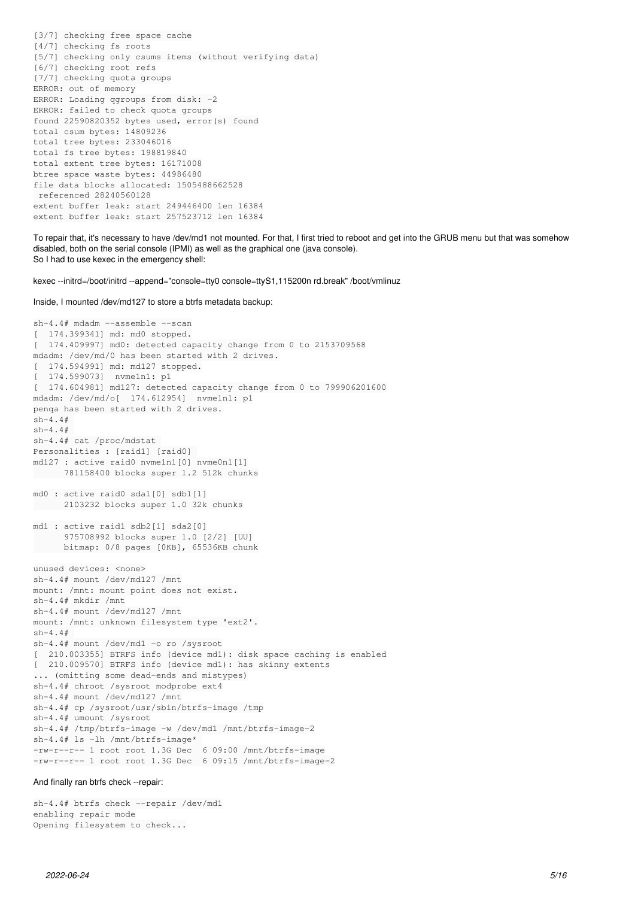```
[3/7] checking free space cache
[4/7] checking fs roots
[5/7] checking only csums items (without verifying data)
[6/7] checking root refs
[7/7] checking quota groups
ERROR: out of memory
ERROR: Loading qgroups from disk: -2
ERROR: failed to check quota groups
found 22590820352 bytes used, error(s) found
total csum bytes: 14809236
total tree bytes: 233046016
total fs tree bytes: 198819840
total extent tree bytes: 16171008
btree space waste bytes: 44986480
file data blocks allocated: 1505488662528
 referenced 28240560128
extent buffer leak: start 249446400 len 16384
extent buffer leak: start 257523712 len 16384
```

To repair that, it's necessary to have /dev/md1 not mounted. For that, I first tried to reboot and get into the GRUB menu but that was somehow disabled, both on the serial console (IPMI) as well as the graphical one (java console).
So I had to use kexec in the emergency shell:

kexec --initrd=/boot/initrd --append="console=tty0 console=ttyS1,115200n rd.break" /boot/vmlinuz

Inside, I mounted /dev/md127 to store a btrfs metadata backup:

```
sh-4.4# mdadm --assemble --scan
[  174.399341] md: md0 stopped.
[  174.409997] md0: detected capacity change from 0 to 2153709568
mdadm: /dev/md/0 has been started with 2 drives.
[  174.594991] md: md127 stopped.
[  174.599073]  nvme1n1: p1
[  174.604981] md127: detected capacity change from 0 to 799906201600
mdadm: /dev/md/o[  174.612954]  nvme1n1: p1
penqa has been started with 2 drives.
sh-4.4#
sh-4.4#
sh-4.4# cat /proc/mdstat
Personalities : [raid1] [raid0]
md127 : active raid0 nvme1n1[0] nvme0n1[1]
      781158400 blocks super 1.2 512k chunks

md0 : active raid0 sda1[0] sdb1[1]
      2103232 blocks super 1.0 32k chunks

md1 : active raid1 sdb2[1] sda2[0]
      975708992 blocks super 1.0 [2/2] [UU]
      bitmap: 0/8 pages [0KB], 65536KB chunk

unused devices: <none>
sh-4.4# mount /dev/md127 /mnt
mount: /mnt: mount point does not exist.
sh-4.4# mkdir /mnt
sh-4.4# mount /dev/md127 /mnt
mount: /mnt: unknown filesystem type 'ext2'.
sh-4.4#
sh-4.4# mount /dev/md1 -o ro /sysroot
[  210.003355] BTRFS info (device md1): disk space caching is enabled
[  210.009570] BTRFS info (device md1): has skinny extents
... (omitting some dead-ends and mistypes)
sh-4.4# chroot /sysroot modprobe ext4
sh-4.4# mount /dev/md127 /mnt
sh-4.4# cp /sysroot/usr/sbin/btrfs-image /tmp
sh-4.4# umount /sysroot
sh-4.4# /tmp/btrfs-image -w /dev/md1 /mnt/btrfs-image-2
sh-4.4# ls -lh /mnt/btrfs-image*
-rw-r--r-- 1 root root 1.3G Dec  6 09:00 /mnt/btrfs-image
-rw-r--r-- 1 root root 1.3G Dec  6 09:15 /mnt/btrfs-image-2
```

And finally ran btrfs check --repair:

```
sh-4.4# btrfs check --repair /dev/md1
enabling repair mode
Opening filesystem to check...
```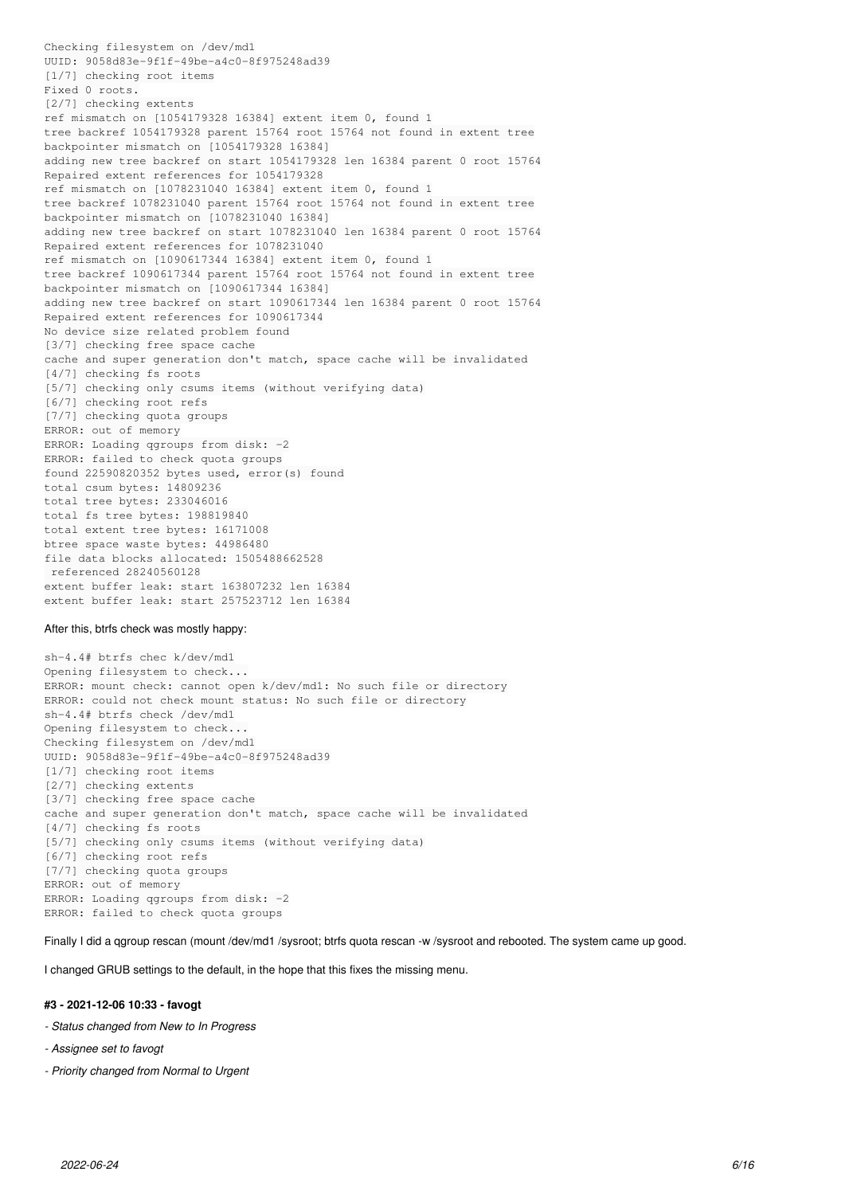```
Checking filesystem on /dev/md1
UUID: 9058d83e-9f1f-49be-a4c0-8f975248ad39
[1/7] checking root items
Fixed 0 roots.
[2/7] checking extents
ref mismatch on [1054179328 16384] extent item 0, found 1
tree backref 1054179328 parent 15764 root 15764 not found in extent tree
backpointer mismatch on [1054179328 16384]
adding new tree backref on start 1054179328 len 16384 parent 0 root 15764
Repaired extent references for 1054179328
ref mismatch on [1078231040 16384] extent item 0, found 1
tree backref 1078231040 parent 15764 root 15764 not found in extent tree
backpointer mismatch on [1078231040 16384]
adding new tree backref on start 1078231040 len 16384 parent 0 root 15764
Repaired extent references for 1078231040
ref mismatch on [1090617344 16384] extent item 0, found 1
tree backref 1090617344 parent 15764 root 15764 not found in extent tree
backpointer mismatch on [1090617344 16384]
adding new tree backref on start 1090617344 len 16384 parent 0 root 15764
Repaired extent references for 1090617344
No device size related problem found
[3/7] checking free space cache
cache and super generation don't match, space cache will be invalidated
[4/7] checking fs roots
[5/7] checking only csums items (without verifying data)
[6/7] checking root refs
[7/7] checking quota groups
ERROR: out of memory
ERROR: Loading qgroups from disk: -2
ERROR: failed to check quota groups
found 22590820352 bytes used, error(s) found
total csum bytes: 14809236
total tree bytes: 233046016
total fs tree bytes: 198819840
total extent tree bytes: 16171008
btree space waste bytes: 44986480
file data blocks allocated: 1505488662528
 referenced 28240560128
extent buffer leak: start 163807232 len 16384
extent buffer leak: start 257523712 len 16384
```

After this, btrfs check was mostly happy:

```
sh-4.4# btrfs chec k/dev/md1
Opening filesystem to check...
ERROR: mount check: cannot open k/dev/md1: No such file or directory
ERROR: could not check mount status: No such file or directory
sh-4.4# btrfs check /dev/md1
Opening filesystem to check...
Checking filesystem on /dev/md1
UUID: 9058d83e-9f1f-49be-a4c0-8f975248ad39
[1/7] checking root items
[2/7] checking extents
[3/7] checking free space cache
cache and super generation don't match, space cache will be invalidated
[4/7] checking fs roots
[5/7] checking only csums items (without verifying data)
[6/7] checking root refs
[7/7] checking quota groups
ERROR: out of memory
ERROR: Loading qgroups from disk: -2
ERROR: failed to check quota groups
```

Finally I did a qgroup rescan (mount /dev/md1 /sysroot; btrfs quota rescan -w /sysroot and rebooted. The system came up good.

I changed GRUB settings to the default, in the hope that this fixes the missing menu.

#### #3 - 2021-12-06 10:33 - favogt

- *Status changed from New to In Progress*
- *Assignee set to favogt*
- *Priority changed from Normal to Urgent*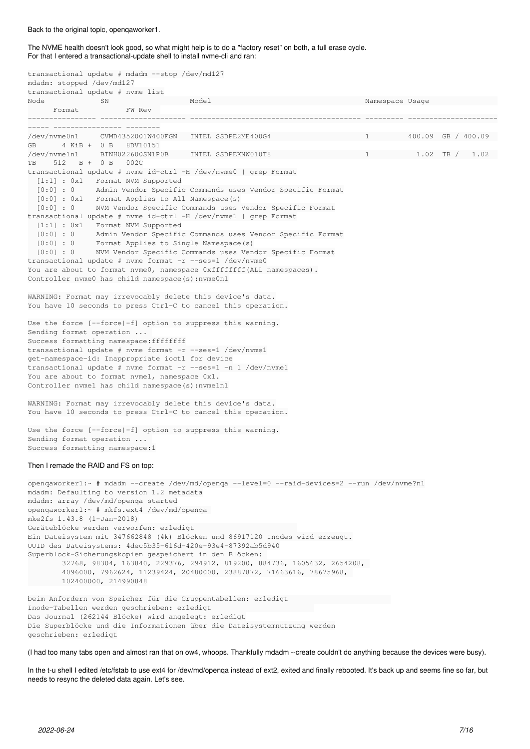Back to the original topic, openqaworker1.

The NVME health doesn't look good, so what might help is to do a "factory reset" on both, a full erase cycle.
For that I entered a transactional-update shell to install nvme-cli and ran:

```
transactional update # mdadm --stop /dev/md127
mdadm: stopped /dev/md127
transactional update # nvme list
Node             SN                   Model                                    Namespace Usage                      Format           FW Rev
---------------- -------------------- ---------------------------------------- --------- -------------------------- ---------------- --------
/dev/nvme0n1     CVMD4352001W400FGN   INTEL SSDPE2ME400G4                      1         400.09  GB / 400.09  GB      4 KiB +  0 B   8DV10151
/dev/nvme1n1     BTNH022600SN1P0B     INTEL SSDPEKNW010T8                      1           1.02  TB /   1.02  TB    512   B +  0 B   002C
transactional update # nvme id-ctrl -H /dev/nvme0 | grep Format
  [1:1] : 0x1   Format NVM Supported
  [0:0] : 0     Admin Vendor Specific Commands uses Vendor Specific Format
  [0:0] : 0x1   Format Applies to All Namespace(s)
  [0:0] : 0     NVM Vendor Specific Commands uses Vendor Specific Format
transactional update # nvme id-ctrl -H /dev/nvme1 | grep Format
  [1:1] : 0x1   Format NVM Supported
  [0:0] : 0     Admin Vendor Specific Commands uses Vendor Specific Format
  [0:0] : 0     Format Applies to Single Namespace(s)
  [0:0] : 0     NVM Vendor Specific Commands uses Vendor Specific Format
transactional update # nvme format -r --ses=1 /dev/nvme0
You are about to format nvme0, namespace 0xffffffff(ALL namespaces).
Controller nvme0 has child namespace(s):nvme0n1

WARNING: Format may irrevocably delete this device's data.
You have 10 seconds to press Ctrl-C to cancel this operation.

Use the force [--force|-f] option to suppress this warning.
Sending format operation ...
Success formatting namespace:ffffffff
transactional update # nvme format -r --ses=1 /dev/nvme1
get-namespace-id: Inappropriate ioctl for device
transactional update # nvme format -r --ses=1 -n 1 /dev/nvme1
You are about to format nvme1, namespace 0x1.
Controller nvme1 has child namespace(s):nvme1n1

WARNING: Format may irrevocably delete this device's data.
You have 10 seconds to press Ctrl-C to cancel this operation.

Use the force [--force|-f] option to suppress this warning.
Sending format operation ...
Success formatting namespace:1
```

Then I remade the RAID and FS on top:

```
openqaworker1:~ # mdadm --create /dev/md/openqa --level=0 --raid-devices=2 --run /dev/nvme?n1
mdadm: Defaulting to version 1.2 metadata
mdadm: array /dev/md/openqa started
openqaworker1:~ # mkfs.ext4 /dev/md/openqa
mke2fs 1.43.8 (1-Jan-2018)
Geräteblöcke werden verworfen: erledigt
Ein Dateisystem mit 347662848 (4k) Blöcken und 86917120 Inodes wird erzeugt.
UUID des Dateisystems: 4dec5b35-616d-420e-93e4-87392ab5d940
Superblock-Sicherungskopien gespeichert in den Blöcken:
        32768, 98304, 163840, 229376, 294912, 819200, 884736, 1605632, 2654208,
        4096000, 7962624, 11239424, 20480000, 23887872, 71663616, 78675968,
        102400000, 214990848

beim Anfordern von Speicher für die Gruppentabellen: erledigt
Inode-Tabellen werden geschrieben: erledigt
Das Journal (262144 Blöcke) wird angelegt: erledigt
Die Superblöcke und die Informationen über die Dateisystemnutzung werden
geschrieben: erledigt
```

(I had too many tabs open and almost ran that on ow4, whoops. Thankfully mdadm --create couldn't do anything because the devices were busy).

In the t-u shell I edited /etc/fstab to use ext4 for /dev/md/openqa instead of ext2, exited and finally rebooted. It's back up and seems fine so far, but needs to resync the deleted data again. Let's see.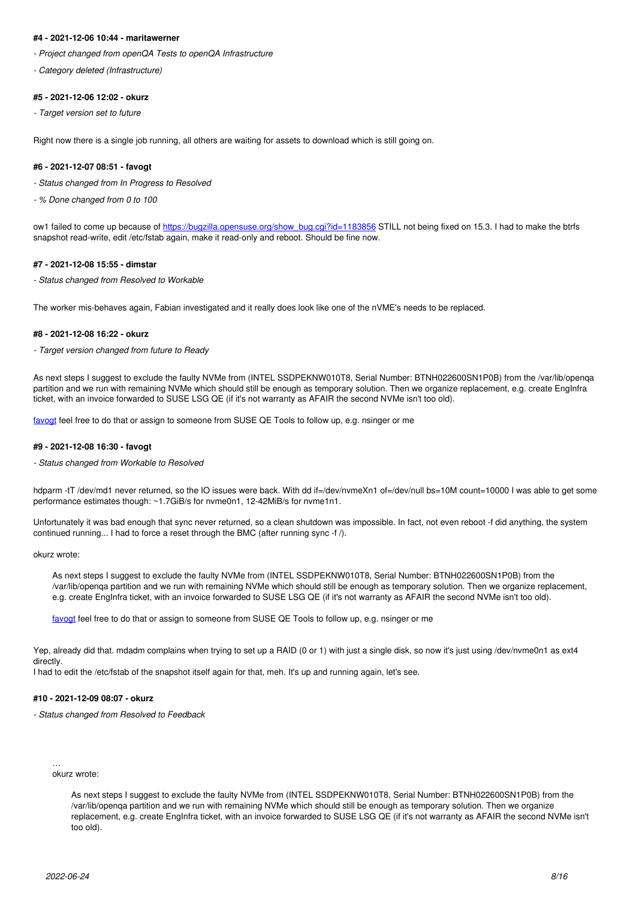#### #4 - 2021-12-06 10:44 - maritawerner

- *Project changed from openQA Tests to openQA Infrastructure*
- *Category deleted (Infrastructure)*

#### #5 - 2021-12-06 12:02 - okurz

- *Target version set to future*

Right now there is a single job running, all others are waiting for assets to download which is still going on.

#### #6 - 2021-12-07 08:51 - favogt

- *Status changed from In Progress to Resolved*
- *% Done changed from 0 to 100*

ow1 failed to come up because of [https://bugzilla.opensuse.org/show_bug.cgi?id=1183856](https://bugzilla.opensuse.org/show_bug.cgi?id=1183856) STILL not being fixed on 15.3. I had to make the btrfs snapshot read-write, edit /etc/fstab again, make it read-only and reboot. Should be fine now.

#### #7 - 2021-12-08 15:55 - dimstar

- *Status changed from Resolved to Workable*

The worker mis-behaves again, Fabian investigated and it really does look like one of the nVME's needs to be replaced.

#### #8 - 2021-12-08 16:22 - okurz

- *Target version changed from future to Ready*

As next steps I suggest to exclude the faulty NVMe from (INTEL SSDPEKNW010T8, Serial Number: BTNH022600SN1P0B) from the /var/lib/openqa partition and we run with remaining NVMe which should still be enough as temporary solution. Then we organize replacement, e.g. create EngInfra ticket, with an invoice forwarded to SUSE LSG QE (if it's not warranty as AFAIR the second NVMe isn't too old).

[favogt](#) feel free to do that or assign to someone from SUSE QE Tools to follow up, e.g. nsinger or me

#### #9 - 2021-12-08 16:30 - favogt

- *Status changed from Workable to Resolved*

hdparm -tT /dev/md1 never returned, so the IO issues were back. With dd if=/dev/nvmeXn1 of=/dev/null bs=10M count=10000 I was able to get some performance estimates though: ~1.7GiB/s for nvme0n1, 12-42MiB/s for nvme1n1.

Unfortunately it was bad enough that sync never returned, so a clean shutdown was impossible. In fact, not even reboot -f did anything, the system continued running... I had to force a reset through the BMC (after running sync -f /).

okurz wrote:

> As next steps I suggest to exclude the faulty NVMe from (INTEL SSDPEKNW010T8, Serial Number: BTNH022600SN1P0B) from the /var/lib/openqa partition and we run with remaining NVMe which should still be enough as temporary solution. Then we organize replacement, e.g. create EngInfra ticket, with an invoice forwarded to SUSE LSG QE (if it's not warranty as AFAIR the second NVMe isn't too old).
>
> [favogt](#) feel free to do that or assign to someone from SUSE QE Tools to follow up, e.g. nsinger or me

Yep, already did that. mdadm complains when trying to set up a RAID (0 or 1) with just a single disk, so now it's just using /dev/nvme0n1 as ext4 directly.
I had to edit the /etc/fstab of the snapshot itself again for that, meh. It's up and running again, let's see.

#### #10 - 2021-12-09 08:07 - okurz

- *Status changed from Resolved to Feedback*

> …
> okurz wrote:
>
> > As next steps I suggest to exclude the faulty NVMe from (INTEL SSDPEKNW010T8, Serial Number: BTNH022600SN1P0B) from the /var/lib/openqa partition and we run with remaining NVMe which should still be enough as temporary solution. Then we organize replacement, e.g. create EngInfra ticket, with an invoice forwarded to SUSE LSG QE (if it's not warranty as AFAIR the second NVMe isn't too old).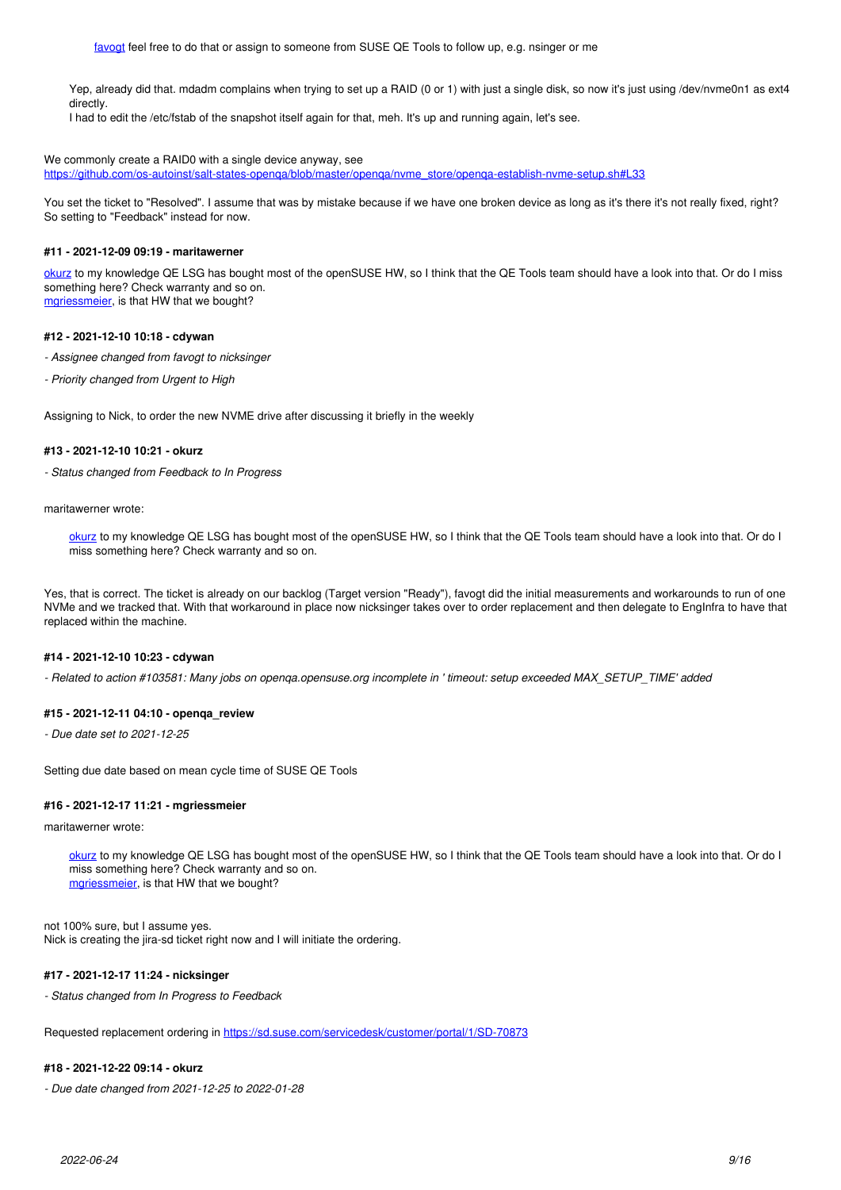> > favogt feel free to do that or assign to someone from SUSE QE Tools to follow up, e.g. nsinger or me
>
> Yep, already did that. mdadm complains when trying to set up a RAID (0 or 1) with just a single disk, so now it's just using /dev/nvme0n1 as ext4 directly.
> I had to edit the /etc/fstab of the snapshot itself again for that, meh. It's up and running again, let's see.

We commonly create a RAID0 with a single device anyway, see https://github.com/os-autoinst/salt-states-openqa/blob/master/openqa/nvme_store/openqa-establish-nvme-setup.sh#L33

You set the ticket to "Resolved". I assume that was by mistake because if we have one broken device as long as it's there it's not really fixed, right? So setting to "Feedback" instead for now.

#### #11 - 2021-12-09 09:19 - maritawerner

okurz to my knowledge QE LSG has bought most of the openSUSE HW, so I think that the QE Tools team should have a look into that. Or do I miss something here? Check warranty and so on.
mgriessmeier, is that HW that we bought?

#### #12 - 2021-12-10 10:18 - cdywan

*- Assignee changed from favogt to nicksinger*

*- Priority changed from Urgent to High*

Assigning to Nick, to order the new NVME drive after discussing it briefly in the weekly

#### #13 - 2021-12-10 10:21 - okurz

*- Status changed from Feedback to In Progress*

maritawerner wrote:

> okurz to my knowledge QE LSG has bought most of the openSUSE HW, so I think that the QE Tools team should have a look into that. Or do I miss something here? Check warranty and so on.

Yes, that is correct. The ticket is already on our backlog (Target version "Ready"), favogt did the initial measurements and workarounds to run of one NVMe and we tracked that. With that workaround in place now nicksinger takes over to order replacement and then delegate to EngInfra to have that replaced within the machine.

#### #14 - 2021-12-10 10:23 - cdywan

*- Related to action #103581: Many jobs on openqa.opensuse.org incomplete in ' timeout: setup exceeded MAX_SETUP_TIME' added*

#### #15 - 2021-12-11 04:10 - openqa_review

*- Due date set to 2021-12-25*

Setting due date based on mean cycle time of SUSE QE Tools

#### #16 - 2021-12-17 11:21 - mgriessmeier

maritawerner wrote:

> okurz to my knowledge QE LSG has bought most of the openSUSE HW, so I think that the QE Tools team should have a look into that. Or do I miss something here? Check warranty and so on.
> mgriessmeier, is that HW that we bought?

not 100% sure, but I assume yes.
Nick is creating the jira-sd ticket right now and I will initiate the ordering.

#### #17 - 2021-12-17 11:24 - nicksinger

*- Status changed from In Progress to Feedback*

Requested replacement ordering in https://sd.suse.com/servicedesk/customer/portal/1/SD-70873

#### #18 - 2021-12-22 09:14 - okurz

*- Due date changed from 2021-12-25 to 2022-01-28*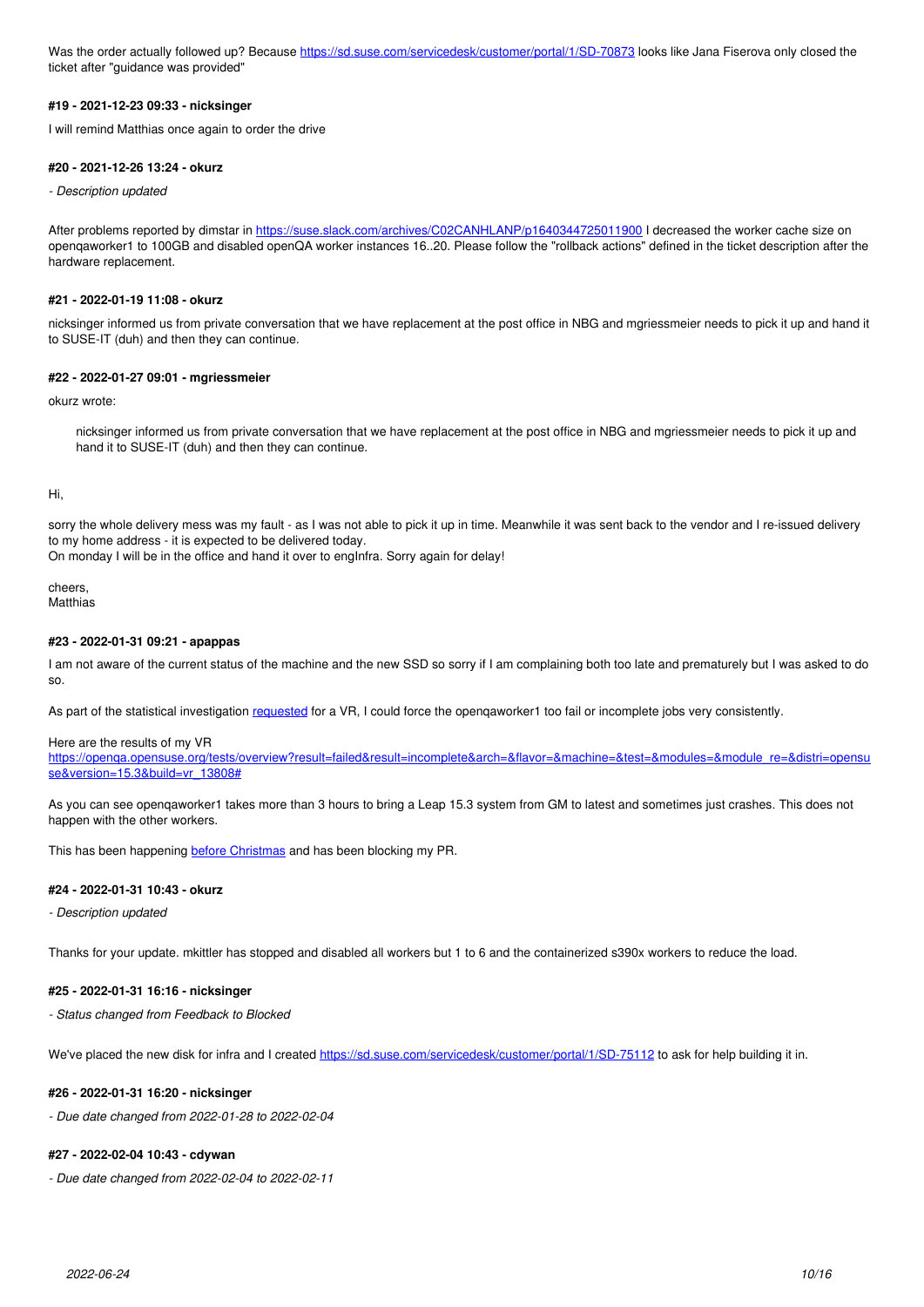Was the order actually followed up? Because https://sd.suse.com/servicedesk/customer/portal/1/SD-70873 looks like Jana Fiserova only closed the ticket after "guidance was provided"

#### #19 - 2021-12-23 09:33 - nicksinger

I will remind Matthias once again to order the drive

#### #20 - 2021-12-26 13:24 - okurz

*- Description updated*

After problems reported by dimstar in https://suse.slack.com/archives/C02CANHLANP/p1640344725011900 I decreased the worker cache size on openqaworker1 to 100GB and disabled openQA worker instances 16..20. Please follow the "rollback actions" defined in the ticket description after the hardware replacement.

#### #21 - 2022-01-19 11:08 - okurz

nicksinger informed us from private conversation that we have replacement at the post office in NBG and mgriessmeier needs to pick it up and hand it to SUSE-IT (duh) and then they can continue.

#### #22 - 2022-01-27 09:01 - mgriessmeier

okurz wrote:

> nicksinger informed us from private conversation that we have replacement at the post office in NBG and mgriessmeier needs to pick it up and hand it to SUSE-IT (duh) and then they can continue.

Hi,

sorry the whole delivery mess was my fault - as I was not able to pick it up in time. Meanwhile it was sent back to the vendor and I re-issued delivery to my home address - it is expected to be delivered today.
On monday I will be in the office and hand it over to engInfra. Sorry again for delay!

cheers,
Matthias

#### #23 - 2022-01-31 09:21 - apappas

I am not aware of the current status of the machine and the new SSD so sorry if I am complaining both too late and prematurely but I was asked to do so.

As part of the statistical investigation requested for a VR, I could force the openqaworker1 too fail or incomplete jobs very consistently.

Here are the results of my VR
https://openqa.opensuse.org/tests/overview?result=failed&result=incomplete&arch=&flavor=&machine=&test=&modules=&module_re=&distri=opensuse&version=15.3&build=vr_13808#

As you can see openqaworker1 takes more than 3 hours to bring a Leap 15.3 system from GM to latest and sometimes just crashes. This does not happen with the other workers.

This has been happening before Christmas and has been blocking my PR.

#### #24 - 2022-01-31 10:43 - okurz

*- Description updated*

Thanks for your update. mkittler has stopped and disabled all workers but 1 to 6 and the containerized s390x workers to reduce the load.

#### #25 - 2022-01-31 16:16 - nicksinger

*- Status changed from Feedback to Blocked*

We've placed the new disk for infra and I created https://sd.suse.com/servicedesk/customer/portal/1/SD-75112 to ask for help building it in.

#### #26 - 2022-01-31 16:20 - nicksinger

*- Due date changed from 2022-01-28 to 2022-02-04*

#### #27 - 2022-02-04 10:43 - cdywan

*- Due date changed from 2022-02-04 to 2022-02-11*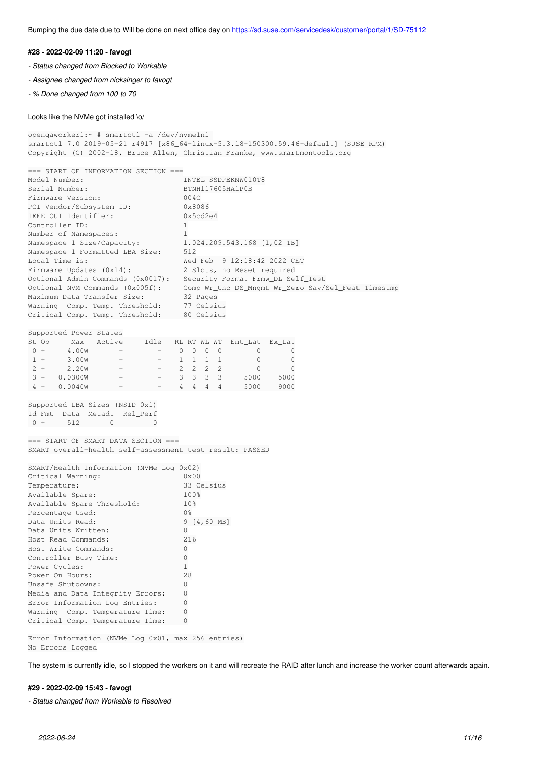Bumping the due date due to Will be done on next office day on https://sd.suse.com/servicedesk/customer/portal/1/SD-75112

#### #28 - 2022-02-09 11:20 - favogt

*- Status changed from Blocked to Workable*

*- Assignee changed from nicksinger to favogt*

*- % Done changed from 100 to 70*

Looks like the NVMe got installed \o/

```
openqaworker1:~ # smartctl -a /dev/nvme1n1
smartctl 7.0 2019-05-21 r4917 [x86_64-linux-5.3.18-150300.59.46-default] (SUSE RPM)
Copyright (C) 2002-18, Bruce Allen, Christian Franke, www.smartmontools.org

=== START OF INFORMATION SECTION ===
Model Number:                       INTEL SSDPEKNW010T8
Serial Number:                      BTNH117605HA1P0B
Firmware Version:                   004C
PCI Vendor/Subsystem ID:            0x8086
IEEE OUI Identifier:                0x5cd2e4
Controller ID:                      1
Number of Namespaces:               1
Namespace 1 Size/Capacity:          1.024.209.543.168 [1,02 TB]
Namespace 1 Formatted LBA Size:     512
Local Time is:                      Wed Feb  9 12:18:42 2022 CET
Firmware Updates (0x14):            2 Slots, no Reset required
Optional Admin Commands (0x0017):   Security Format Frmw_DL Self_Test
Optional NVM Commands (0x005f):     Comp Wr_Unc DS_Mngmt Wr_Zero Sav/Sel_Feat Timestmp
Maximum Data Transfer Size:         32 Pages
Warning  Comp. Temp. Threshold:     77 Celsius
Critical Comp. Temp. Threshold:     80 Celsius

Supported Power States
St Op     Max   Active     Idle   RL RT WL WT  Ent_Lat  Ex_Lat
 0 +     4.00W       -        -    0  0  0  0        0       0
 1 +     3.00W       -        -    1  1  1  1        0       0
 2 +     2.20W       -        -    2  2  2  2        0       0
 3 -   0.0300W       -        -    3  3  3  3     5000    5000
 4 -   0.0040W       -        -    4  4  4  4     5000    9000

Supported LBA Sizes (NSID 0x1)
Id Fmt  Data  Metadt  Rel_Perf
 0 +     512       0         0

=== START OF SMART DATA SECTION ===
SMART overall-health self-assessment test result: PASSED

SMART/Health Information (NVMe Log 0x02)
Critical Warning:                   0x00
Temperature:                        33 Celsius
Available Spare:                    100%
Available Spare Threshold:          10%
Percentage Used:                    0%
Data Units Read:                    9 [4,60 MB]
Data Units Written:                 0
Host Read Commands:                 216
Host Write Commands:                0
Controller Busy Time:               0
Power Cycles:                       1
Power On Hours:                     28
Unsafe Shutdowns:                   0
Media and Data Integrity Errors:    0
Error Information Log Entries:      0
Warning  Comp. Temperature Time:    0
Critical Comp. Temperature Time:    0

Error Information (NVMe Log 0x01, max 256 entries)
No Errors Logged
```

The system is currently idle, so I stopped the workers on it and will recreate the RAID after lunch and increase the worker count afterwards again.

#### #29 - 2022-02-09 15:43 - favogt

*- Status changed from Workable to Resolved*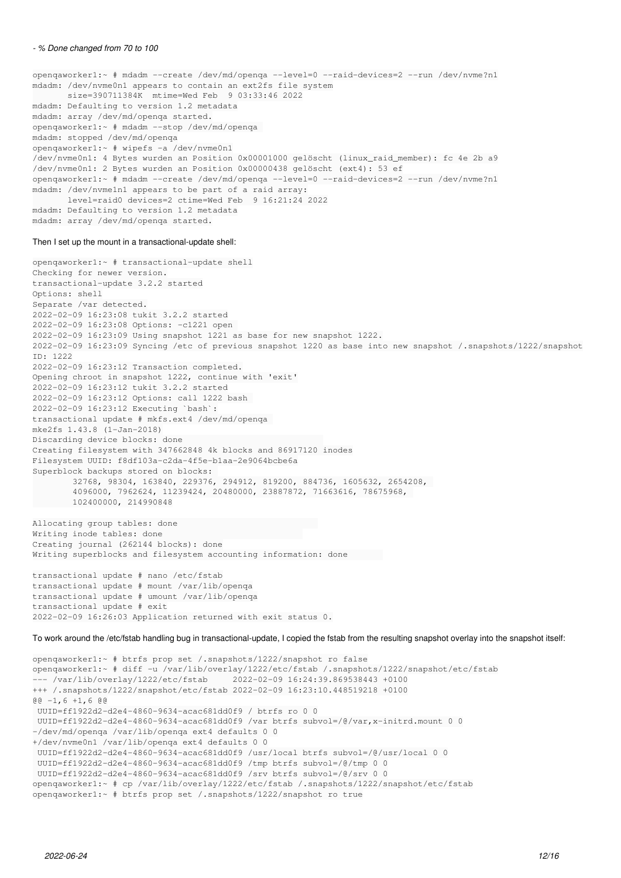*- % Done changed from 70 to 100*

```
openqaworker1:~ # mdadm --create /dev/md/openqa --level=0 --raid-devices=2 --run /dev/nvme?n1
mdadm: /dev/nvme0n1 appears to contain an ext2fs file system
       size=390711384K  mtime=Wed Feb  9 03:33:46 2022
mdadm: Defaulting to version 1.2 metadata
mdadm: array /dev/md/openqa started.
openqaworker1:~ # mdadm --stop /dev/md/openqa
mdadm: stopped /dev/md/openqa
openqaworker1:~ # wipefs -a /dev/nvme0n1
/dev/nvme0n1: 4 Bytes wurden an Position 0x00001000 gelöscht (linux_raid_member): fc 4e 2b a9
/dev/nvme0n1: 2 Bytes wurden an Position 0x00000438 gelöscht (ext4): 53 ef
openqaworker1:~ # mdadm --create /dev/md/openqa --level=0 --raid-devices=2 --run /dev/nvme?n1
mdadm: /dev/nvme1n1 appears to be part of a raid array:
       level=raid0 devices=2 ctime=Wed Feb  9 16:21:24 2022
mdadm: Defaulting to version 1.2 metadata
mdadm: array /dev/md/openqa started.
```

Then I set up the mount in a transactional-update shell:

```
openqaworker1:~ # transactional-update shell
Checking for newer version.
transactional-update 3.2.2 started
Options: shell
Separate /var detected.
2022-02-09 16:23:08 tukit 3.2.2 started
2022-02-09 16:23:08 Options: -c1221 open
2022-02-09 16:23:09 Using snapshot 1221 as base for new snapshot 1222.
2022-02-09 16:23:09 Syncing /etc of previous snapshot 1220 as base into new snapshot /.snapshots/1222/snapshot
ID: 1222
2022-02-09 16:23:12 Transaction completed.
Opening chroot in snapshot 1222, continue with 'exit'
2022-02-09 16:23:12 tukit 3.2.2 started
2022-02-09 16:23:12 Options: call 1222 bash
2022-02-09 16:23:12 Executing `bash`:
transactional update # mkfs.ext4 /dev/md/openqa
mke2fs 1.43.8 (1-Jan-2018)
Discarding device blocks: done
Creating filesystem with 347662848 4k blocks and 86917120 inodes
Filesystem UUID: f8df103a-c2da-4f5e-b1aa-2e9064bcbe6a
Superblock backups stored on blocks:
        32768, 98304, 163840, 229376, 294912, 819200, 884736, 1605632, 2654208,
        4096000, 7962624, 11239424, 20480000, 23887872, 71663616, 78675968,
        102400000, 214990848

Allocating group tables: done
Writing inode tables: done
Creating journal (262144 blocks): done
Writing superblocks and filesystem accounting information: done

transactional update # nano /etc/fstab
transactional update # mount /var/lib/openqa
transactional update # umount /var/lib/openqa
transactional update # exit
2022-02-09 16:26:03 Application returned with exit status 0.
```

To work around the /etc/fstab handling bug in transactional-update, I copied the fstab from the resulting snapshot overlay into the snapshot itself:

```
openqaworker1:~ # btrfs prop set /.snapshots/1222/snapshot ro false
openqaworker1:~ # diff -u /var/lib/overlay/1222/etc/fstab /.snapshots/1222/snapshot/etc/fstab
--- /var/lib/overlay/1222/etc/fstab     2022-02-09 16:24:39.869538443 +0100
+++ /.snapshots/1222/snapshot/etc/fstab 2022-02-09 16:23:10.448519218 +0100
@@ -1,6 +1,6 @@
 UUID=ff1922d2-d2e4-4860-9634-acac681dd0f9 / btrfs ro 0 0
 UUID=ff1922d2-d2e4-4860-9634-acac681dd0f9 /var btrfs subvol=/@/var,x-initrd.mount 0 0
-/dev/md/openqa /var/lib/openqa ext4 defaults 0 0
+/dev/nvme0n1 /var/lib/openqa ext4 defaults 0 0
 UUID=ff1922d2-d2e4-4860-9634-acac681dd0f9 /usr/local btrfs subvol=/@/usr/local 0 0
 UUID=ff1922d2-d2e4-4860-9634-acac681dd0f9 /tmp btrfs subvol=/@/tmp 0 0
 UUID=ff1922d2-d2e4-4860-9634-acac681dd0f9 /srv btrfs subvol=/@/srv 0 0
openqaworker1:~ # cp /var/lib/overlay/1222/etc/fstab /.snapshots/1222/snapshot/etc/fstab
openqaworker1:~ # btrfs prop set /.snapshots/1222/snapshot ro true
```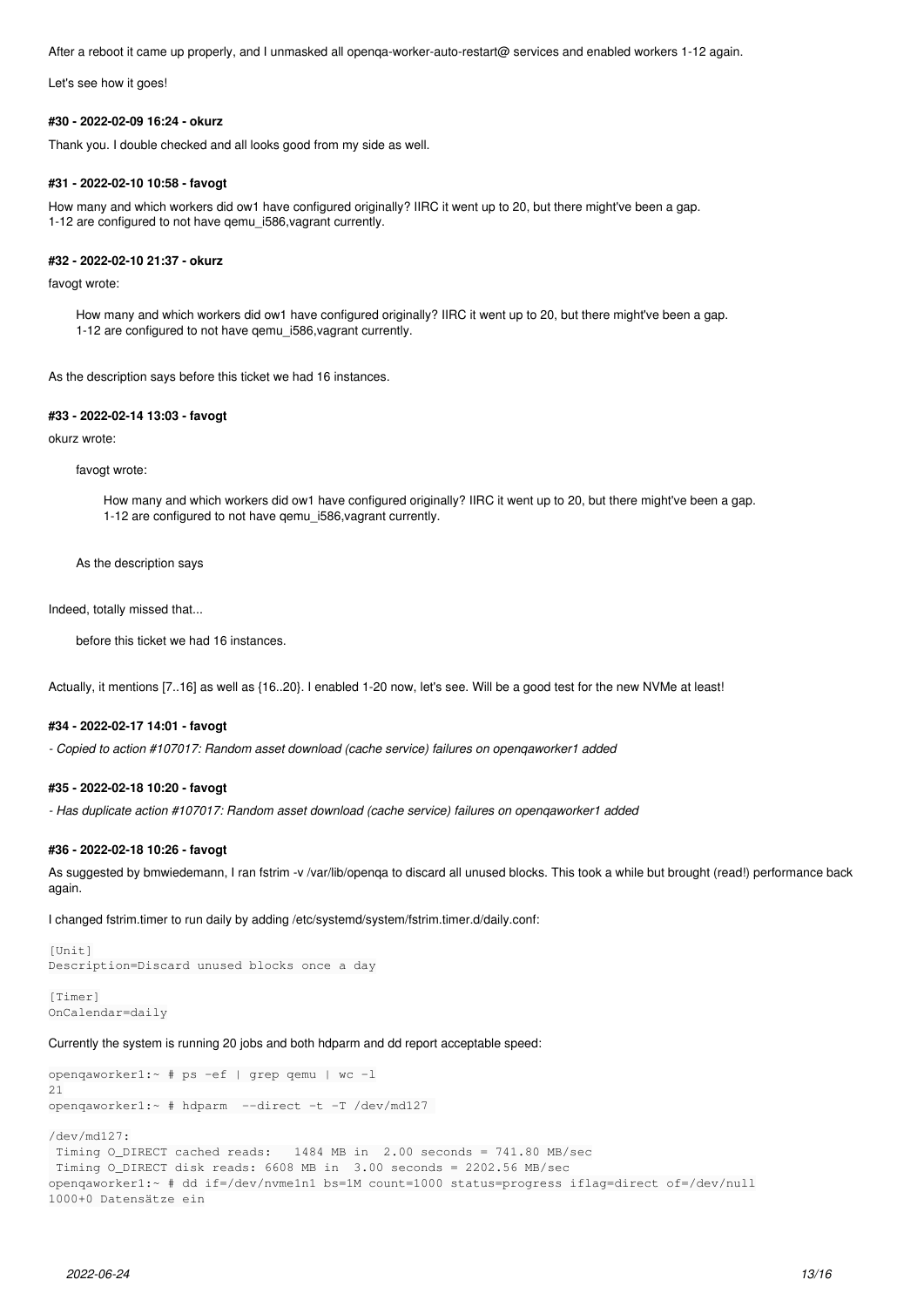After a reboot it came up properly, and I unmasked all openqa-worker-auto-restart@ services and enabled workers 1-12 again.

Let's see how it goes!

#### #30 - 2022-02-09 16:24 - okurz

Thank you. I double checked and all looks good from my side as well.

#### #31 - 2022-02-10 10:58 - favogt

How many and which workers did ow1 have configured originally? IIRC it went up to 20, but there might've been a gap.
1-12 are configured to not have qemu_i586,vagrant currently.

#### #32 - 2022-02-10 21:37 - okurz

favogt wrote:

> How many and which workers did ow1 have configured originally? IIRC it went up to 20, but there might've been a gap.
> 1-12 are configured to not have qemu_i586,vagrant currently.

As the description says before this ticket we had 16 instances.

#### #33 - 2022-02-14 13:03 - favogt

okurz wrote:

> favogt wrote:
>
> > How many and which workers did ow1 have configured originally? IIRC it went up to 20, but there might've been a gap.
> > 1-12 are configured to not have qemu_i586,vagrant currently.
>
> As the description says

Indeed, totally missed that...

> before this ticket we had 16 instances.

Actually, it mentions [7..16] as well as {16..20}. I enabled 1-20 now, let's see. Will be a good test for the new NVMe at least!

#### #34 - 2022-02-17 14:01 - favogt

*- Copied to action #107017: Random asset download (cache service) failures on openqaworker1 added*

#### #35 - 2022-02-18 10:20 - favogt

*- Has duplicate action #107017: Random asset download (cache service) failures on openqaworker1 added*

#### #36 - 2022-02-18 10:26 - favogt

As suggested by bmwiedemann, I ran fstrim -v /var/lib/openqa to discard all unused blocks. This took a while but brought (read!) performance back again.

I changed fstrim.timer to run daily by adding /etc/systemd/system/fstrim.timer.d/daily.conf:

```
[Unit]
Description=Discard unused blocks once a day

[Timer]
OnCalendar=daily
```

Currently the system is running 20 jobs and both hdparm and dd report acceptable speed:

```
openqaworker1:~ # ps -ef | grep qemu | wc -l
21
openqaworker1:~ # hdparm  --direct -t -T /dev/md127

/dev/md127:
 Timing O_DIRECT cached reads:   1484 MB in  2.00 seconds = 741.80 MB/sec
 Timing O_DIRECT disk reads: 6608 MB in  3.00 seconds = 2202.56 MB/sec
openqaworker1:~ # dd if=/dev/nvme1n1 bs=1M count=1000 status=progress iflag=direct of=/dev/null
1000+0 Datensätze ein
```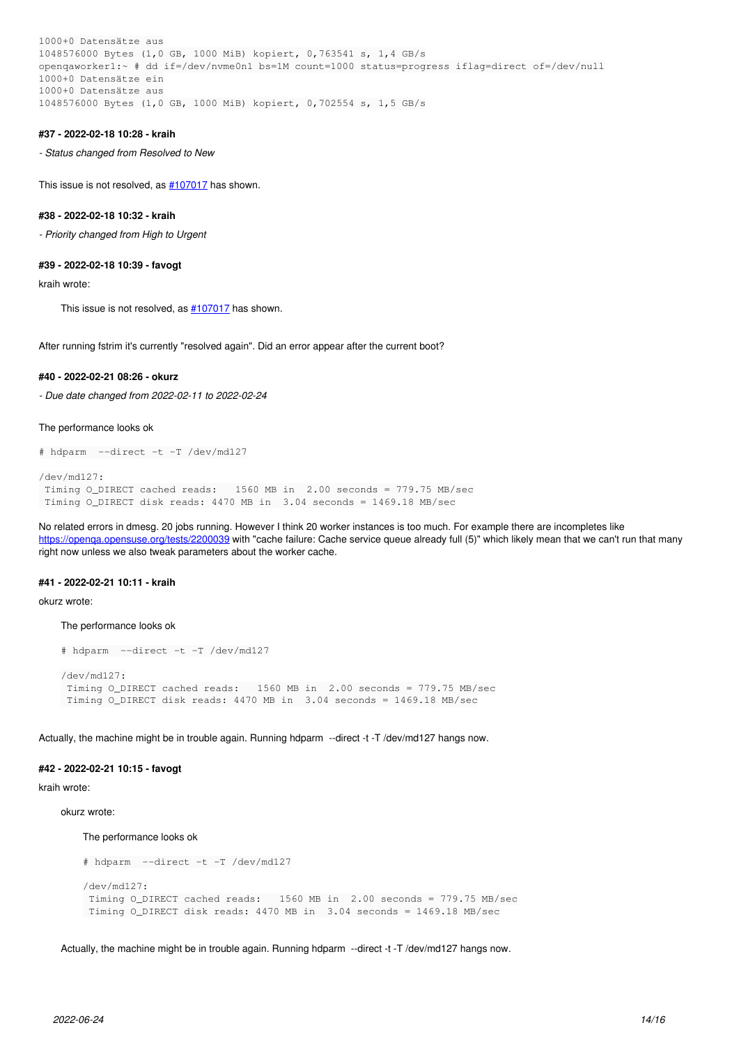```
1000+0 Datensätze aus
1048576000 Bytes (1,0 GB, 1000 MiB) kopiert, 0,763541 s, 1,4 GB/s
openqaworker1:~ # dd if=/dev/nvme0n1 bs=1M count=1000 status=progress iflag=direct of=/dev/null
1000+0 Datensätze ein
1000+0 Datensätze aus
1048576000 Bytes (1,0 GB, 1000 MiB) kopiert, 0,702554 s, 1,5 GB/s
```

#### #37 - 2022-02-18 10:28 - kraih

*- Status changed from Resolved to New*

This issue is not resolved, as #107017 has shown.

#### #38 - 2022-02-18 10:32 - kraih

*- Priority changed from High to Urgent*

#### #39 - 2022-02-18 10:39 - favogt

kraih wrote:

> This issue is not resolved, as #107017 has shown.

After running fstrim it's currently "resolved again". Did an error appear after the current boot?

#### #40 - 2022-02-21 08:26 - okurz

*- Due date changed from 2022-02-11 to 2022-02-24*

The performance looks ok

```
# hdparm  --direct -t -T /dev/md127

/dev/md127:
 Timing O_DIRECT cached reads:   1560 MB in  2.00 seconds = 779.75 MB/sec
 Timing O_DIRECT disk reads: 4470 MB in  3.04 seconds = 1469.18 MB/sec
```

No related errors in dmesg. 20 jobs running. However I think 20 worker instances is too much. For example there are incompletes like https://openqa.opensuse.org/tests/2200039 with "cache failure: Cache service queue already full (5)" which likely mean that we can't run that many right now unless we also tweak parameters about the worker cache.

#### #41 - 2022-02-21 10:11 - kraih

okurz wrote:

> The performance looks ok
>
> ```
> # hdparm  --direct -t -T /dev/md127
>
> /dev/md127:
>  Timing O_DIRECT cached reads:   1560 MB in  2.00 seconds = 779.75 MB/sec
>  Timing O_DIRECT disk reads: 4470 MB in  3.04 seconds = 1469.18 MB/sec
> ```

Actually, the machine might be in trouble again. Running hdparm --direct -t -T /dev/md127 hangs now.

#### #42 - 2022-02-21 10:15 - favogt

kraih wrote:

> okurz wrote:
>
> > The performance looks ok
> >
> > ```
> > # hdparm  --direct -t -T /dev/md127
> >
> > /dev/md127:
> >  Timing O_DIRECT cached reads:   1560 MB in  2.00 seconds = 779.75 MB/sec
> >  Timing O_DIRECT disk reads: 4470 MB in  3.04 seconds = 1469.18 MB/sec
> > ```
>
> Actually, the machine might be in trouble again. Running hdparm --direct -t -T /dev/md127 hangs now.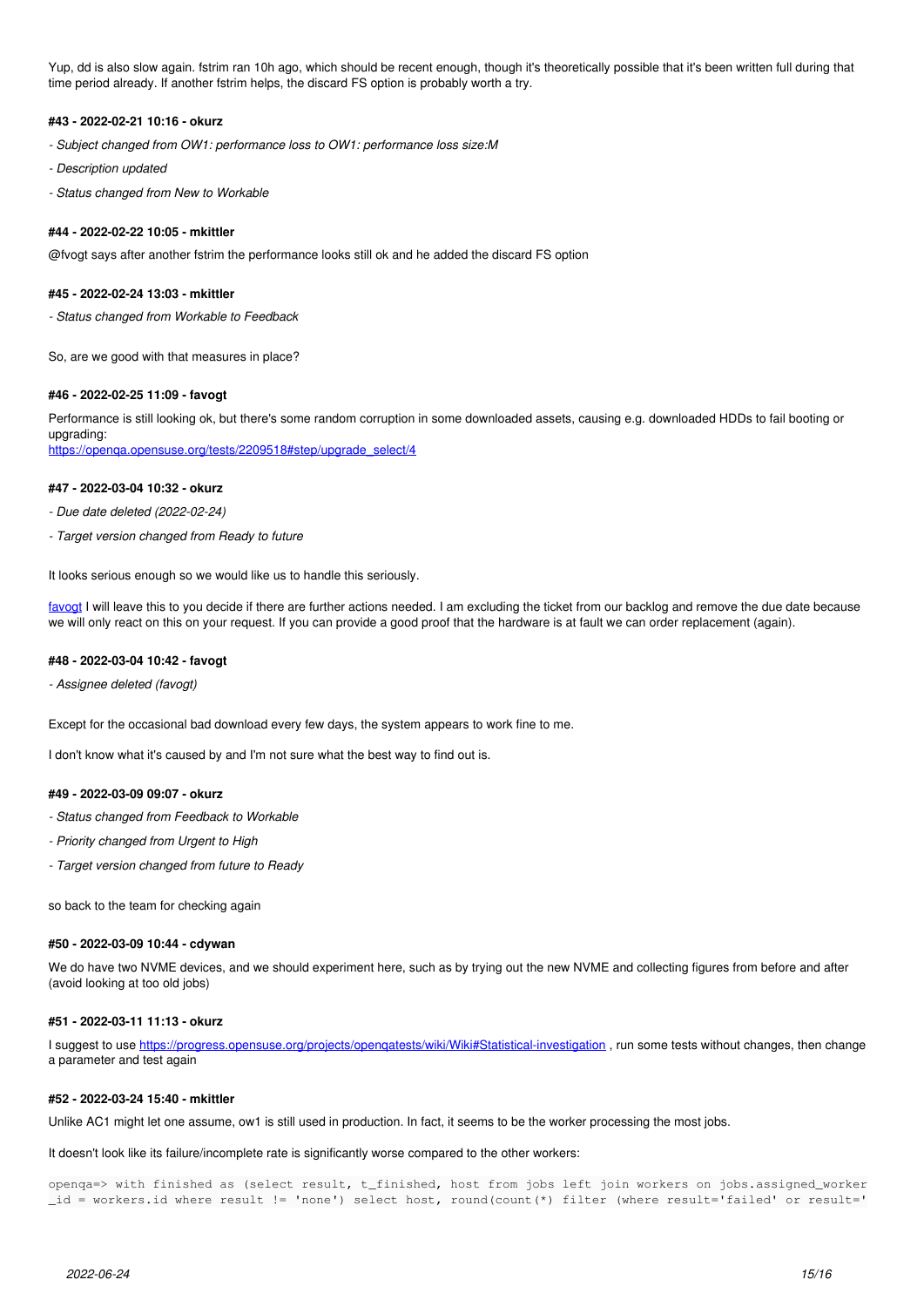Yup, dd is also slow again. fstrim ran 10h ago, which should be recent enough, though it's theoretically possible that it's been written full during that time period already. If another fstrim helps, the discard FS option is probably worth a try.

#### #43 - 2022-02-21 10:16 - okurz

- *Subject changed from OW1: performance loss to OW1: performance loss size:M*
- *Description updated*
- *Status changed from New to Workable*

#### #44 - 2022-02-22 10:05 - mkittler

@fvogt says after another fstrim the performance looks still ok and he added the discard FS option

#### #45 - 2022-02-24 13:03 - mkittler

- *Status changed from Workable to Feedback*

So, are we good with that measures in place?

#### #46 - 2022-02-25 11:09 - favogt

Performance is still looking ok, but there's some random corruption in some downloaded assets, causing e.g. downloaded HDDs to fail booting or upgrading:
https://openqa.opensuse.org/tests/2209518#step/upgrade_select/4

#### #47 - 2022-03-04 10:32 - okurz

- *Due date deleted (2022-02-24)*
- *Target version changed from Ready to future*

It looks serious enough so we would like us to handle this seriously.

favogt I will leave this to you decide if there are further actions needed. I am excluding the ticket from our backlog and remove the due date because we will only react on this on your request. If you can provide a good proof that the hardware is at fault we can order replacement (again).

#### #48 - 2022-03-04 10:42 - favogt

- *Assignee deleted (favogt)*

Except for the occasional bad download every few days, the system appears to work fine to me.

I don't know what it's caused by and I'm not sure what the best way to find out is.

#### #49 - 2022-03-09 09:07 - okurz

- *Status changed from Feedback to Workable*
- *Priority changed from Urgent to High*
- *Target version changed from future to Ready*

so back to the team for checking again

#### #50 - 2022-03-09 10:44 - cdywan

We do have two NVME devices, and we should experiment here, such as by trying out the new NVME and collecting figures from before and after (avoid looking at too old jobs)

#### #51 - 2022-03-11 11:13 - okurz

I suggest to use https://progress.opensuse.org/projects/openqatests/wiki/Wiki#Statistical-investigation , run some tests without changes, then change a parameter and test again

#### #52 - 2022-03-24 15:40 - mkittler

Unlike AC1 might let one assume, ow1 is still used in production. In fact, it seems to be the worker processing the most jobs.

It doesn't look like its failure/incomplete rate is significantly worse compared to the other workers:

```
openqa=> with finished as (select result, t_finished, host from jobs left join workers on jobs.assigned_worker
_id = workers.id where result != 'none') select host, round(count(*) filter (where result='failed' or result='
```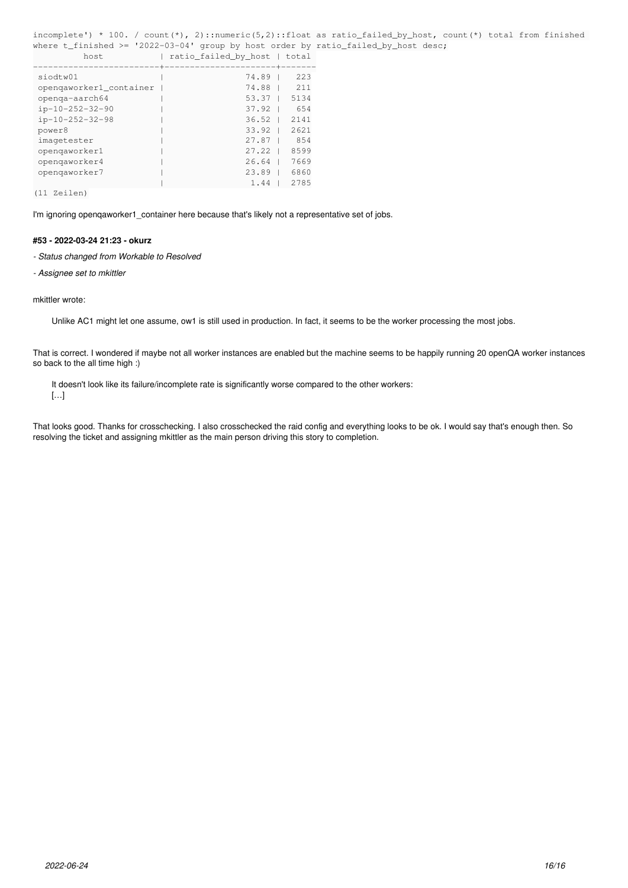```
incomplete') * 100. / count(*), 2)::numeric(5,2)::float as ratio_failed_by_host, count(*) total from finished
where t_finished >= '2022-03-04' group by host order by ratio_failed_by_host desc;
          host           | ratio_failed_by_host | total
-------------------------+----------------------+-------
 siodtw01                |                74.89 |   223
 openqaworker1_container |                74.88 |   211
 openqa-aarch64          |                53.37 |  5134
 ip-10-252-32-90         |                37.92 |   654
 ip-10-252-32-98         |                36.52 |  2141
 power8                  |                33.92 |  2621
 imagetester             |                27.87 |   854
 openqaworker1           |                27.22 |  8599
 openqaworker4           |                26.64 |  7669
 openqaworker7           |                23.89 |  6860
                         |                 1.44 |  2785
(11 Zeilen)
```

I'm ignoring openqaworker1_container here because that's likely not a representative set of jobs.

#### #53 - 2022-03-24 21:23 - okurz

- *Status changed from Workable to Resolved*
- *Assignee set to mkittler*

mkittler wrote:

> Unlike AC1 might let one assume, ow1 is still used in production. In fact, it seems to be the worker processing the most jobs.

That is correct. I wondered if maybe not all worker instances are enabled but the machine seems to be happily running 20 openQA worker instances so back to the all time high :)

> It doesn't look like its failure/incomplete rate is significantly worse compared to the other workers:
> […]

That looks good. Thanks for crosschecking. I also crosschecked the raid config and everything looks to be ok. I would say that's enough then. So resolving the ticket and assigning mkittler as the main person driving this story to completion.